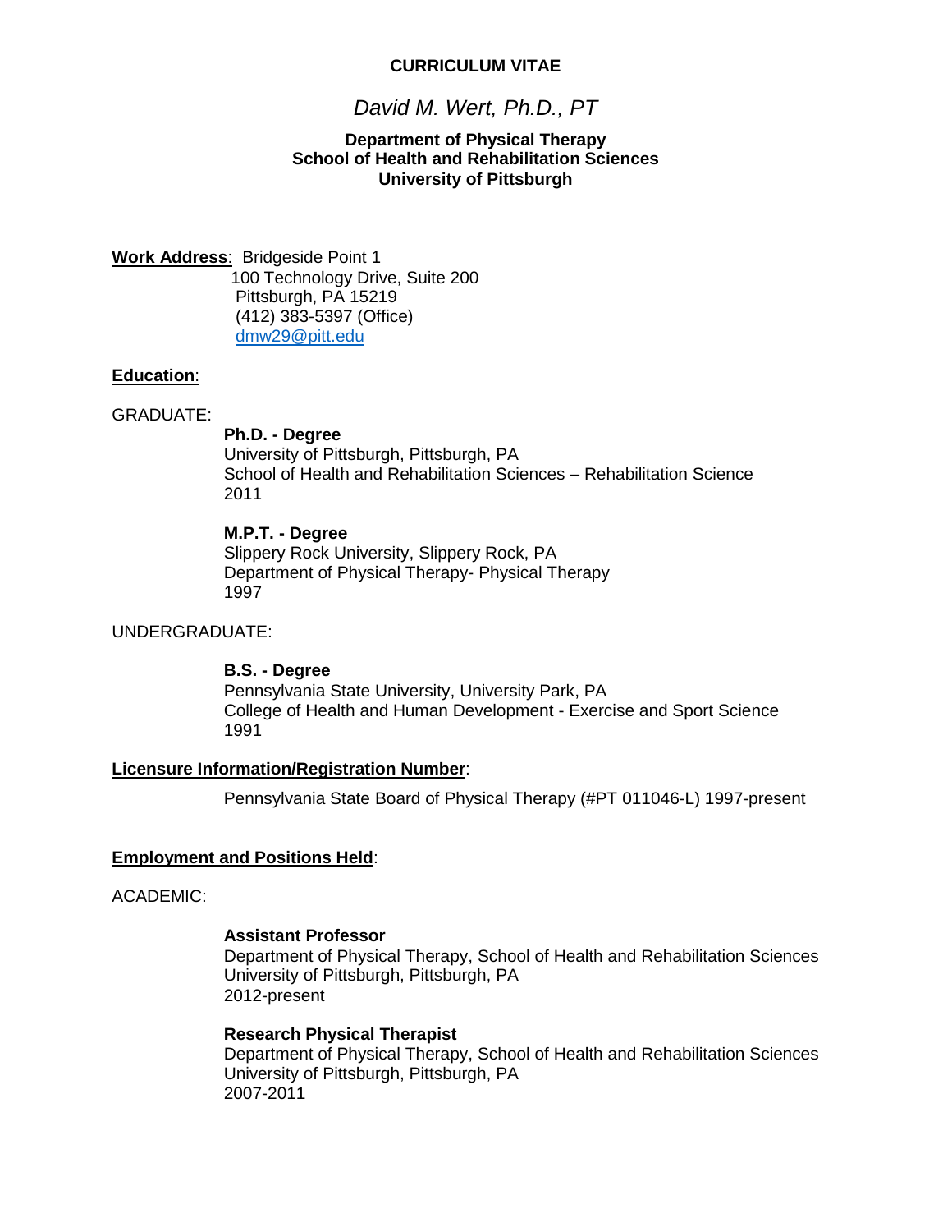**CURRICULUM VITAE**

*David M. Wert, Ph.D., PT*

**Department of Physical Therapy**
**School of Health and Rehabilitation Sciences**
**University of Pittsburgh**

**Work Address**: Bridgeside Point 1
100 Technology Drive, Suite 200
Pittsburgh, PA 15219
(412) 383-5397 (Office)
dmw29@pitt.edu

## Education:

GRADUATE:

**Ph.D. - Degree**
University of Pittsburgh, Pittsburgh, PA
School of Health and Rehabilitation Sciences – Rehabilitation Science
2011

**M.P.T. - Degree**
Slippery Rock University, Slippery Rock, PA
Department of Physical Therapy- Physical Therapy
1997

UNDERGRADUATE:

**B.S. - Degree**
Pennsylvania State University, University Park, PA
College of Health and Human Development - Exercise and Sport Science
1991

## Licensure Information/Registration Number:

Pennsylvania State Board of Physical Therapy (#PT 011046-L) 1997-present

## Employment and Positions Held:

ACADEMIC:

**Assistant Professor**
Department of Physical Therapy, School of Health and Rehabilitation Sciences
University of Pittsburgh, Pittsburgh, PA
2012-present

**Research Physical Therapist**
Department of Physical Therapy, School of Health and Rehabilitation Sciences
University of Pittsburgh, Pittsburgh, PA
2007-2011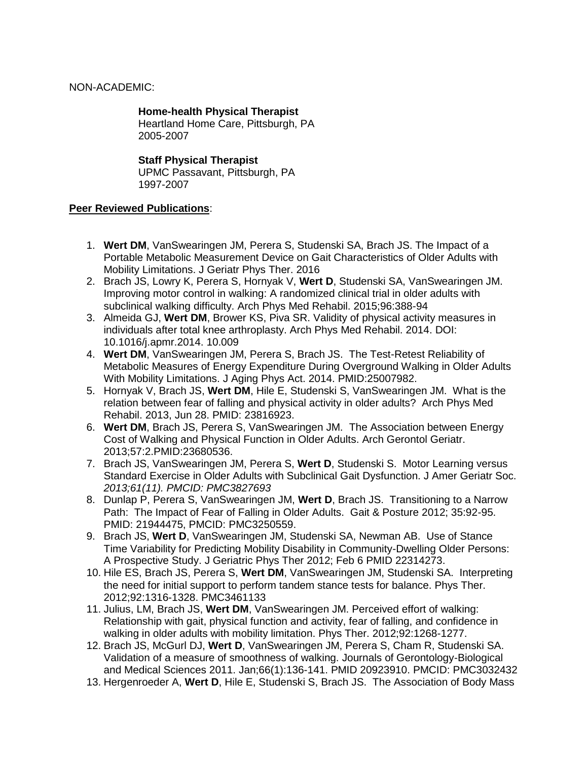NON-ACADEMIC:

**Home-health Physical Therapist**
Heartland Home Care, Pittsburgh, PA
2005-2007

**Staff Physical Therapist**
UPMC Passavant, Pittsburgh, PA
1997-2007

**Peer Reviewed Publications**:

1. **Wert DM**, VanSwearingen JM, Perera S, Studenski SA, Brach JS. The Impact of a Portable Metabolic Measurement Device on Gait Characteristics of Older Adults with Mobility Limitations. J Geriatr Phys Ther. 2016
2. Brach JS, Lowry K, Perera S, Hornyak V, **Wert D**, Studenski SA, VanSwearingen JM. Improving motor control in walking: A randomized clinical trial in older adults with subclinical walking difficulty. Arch Phys Med Rehabil. 2015;96:388-94
3. Almeida GJ, **Wert DM**, Brower KS, Piva SR. Validity of physical activity measures in individuals after total knee arthroplasty. Arch Phys Med Rehabil. 2014. DOI: 10.1016/j.apmr.2014. 10.009
4. **Wert DM**, VanSwearingen JM, Perera S, Brach JS. The Test-Retest Reliability of Metabolic Measures of Energy Expenditure During Overground Walking in Older Adults With Mobility Limitations. J Aging Phys Act. 2014. PMID:25007982.
5. Hornyak V, Brach JS, **Wert DM**, Hile E, Studenski S, VanSwearingen JM. What is the relation between fear of falling and physical activity in older adults? Arch Phys Med Rehabil. 2013, Jun 28. PMID: 23816923.
6. **Wert DM**, Brach JS, Perera S, VanSwearingen JM. The Association between Energy Cost of Walking and Physical Function in Older Adults. Arch Gerontol Geriatr. 2013;57:2.PMID:23680536.
7. Brach JS, VanSwearingen JM, Perera S, **Wert D**, Studenski S. Motor Learning versus Standard Exercise in Older Adults with Subclinical Gait Dysfunction. J Amer Geriatr Soc. *2013;61(11). PMCID: PMC3827693*
8. Dunlap P, Perera S, VanSwearingen JM, **Wert D**, Brach JS. Transitioning to a Narrow Path: The Impact of Fear of Falling in Older Adults. Gait & Posture 2012; 35:92-95. PMID: 21944475, PMCID: PMC3250559.
9. Brach JS, **Wert D**, VanSwearingen JM, Studenski SA, Newman AB. Use of Stance Time Variability for Predicting Mobility Disability in Community-Dwelling Older Persons: A Prospective Study. J Geriatric Phys Ther 2012; Feb 6 PMID 22314273.
10. Hile ES, Brach JS, Perera S, **Wert DM**, VanSwearingen JM, Studenski SA. Interpreting the need for initial support to perform tandem stance tests for balance. Phys Ther. 2012;92:1316-1328. PMC3461133
11. Julius, LM, Brach JS, **Wert DM**, VanSwearingen JM. Perceived effort of walking: Relationship with gait, physical function and activity, fear of falling, and confidence in walking in older adults with mobility limitation. Phys Ther. 2012;92:1268-1277.
12. Brach JS, McGurl DJ, **Wert D**, VanSwearingen JM, Perera S, Cham R, Studenski SA. Validation of a measure of smoothness of walking. Journals of Gerontology-Biological and Medical Sciences 2011. Jan;66(1):136-141. PMID 20923910. PMCID: PMC3032432
13. Hergenroeder A, **Wert D**, Hile E, Studenski S, Brach JS. The Association of Body Mass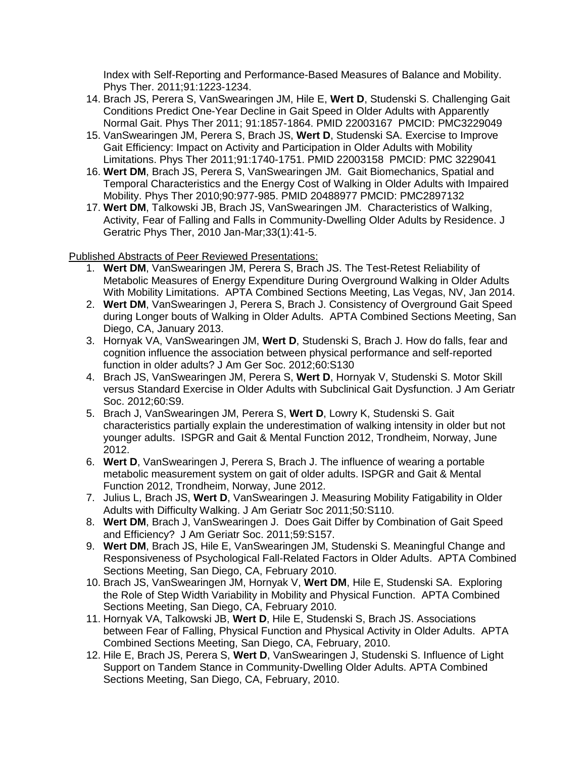Index with Self-Reporting and Performance-Based Measures of Balance and Mobility. Phys Ther. 2011;91:1223-1234.

14. Brach JS, Perera S, VanSwearingen JM, Hile E, **Wert D**, Studenski S. Challenging Gait Conditions Predict One-Year Decline in Gait Speed in Older Adults with Apparently Normal Gait. Phys Ther 2011; 91:1857-1864. PMID 22003167 PMCID: PMC3229049
15. VanSwearingen JM, Perera S, Brach JS, **Wert D**, Studenski SA. Exercise to Improve Gait Efficiency: Impact on Activity and Participation in Older Adults with Mobility Limitations. Phys Ther 2011;91:1740-1751. PMID 22003158 PMCID: PMC 3229041
16. **Wert DM**, Brach JS, Perera S, VanSwearingen JM. Gait Biomechanics, Spatial and Temporal Characteristics and the Energy Cost of Walking in Older Adults with Impaired Mobility. Phys Ther 2010;90:977-985. PMID 20488977 PMCID: PMC2897132
17. **Wert DM**, Talkowski JB, Brach JS, VanSwearingen JM. Characteristics of Walking, Activity, Fear of Falling and Falls in Community-Dwelling Older Adults by Residence. J Geratric Phys Ther, 2010 Jan-Mar;33(1):41-5.

Published Abstracts of Peer Reviewed Presentations:

1. **Wert DM**, VanSwearingen JM, Perera S, Brach JS. The Test-Retest Reliability of Metabolic Measures of Energy Expenditure During Overground Walking in Older Adults With Mobility Limitations. APTA Combined Sections Meeting, Las Vegas, NV, Jan 2014.
2. **Wert DM**, VanSwearingen J, Perera S, Brach J. Consistency of Overground Gait Speed during Longer bouts of Walking in Older Adults. APTA Combined Sections Meeting, San Diego, CA, January 2013.
3. Hornyak VA, VanSwearingen JM, **Wert D**, Studenski S, Brach J. How do falls, fear and cognition influence the association between physical performance and self-reported function in older adults? J Am Ger Soc. 2012;60:S130
4. Brach JS, VanSwearingen JM, Perera S, **Wert D**, Hornyak V, Studenski S. Motor Skill versus Standard Exercise in Older Adults with Subclinical Gait Dysfunction. J Am Geriatr Soc. 2012;60:S9.
5. Brach J, VanSwearingen JM, Perera S, **Wert D**, Lowry K, Studenski S. Gait characteristics partially explain the underestimation of walking intensity in older but not younger adults. ISPGR and Gait & Mental Function 2012, Trondheim, Norway, June 2012.
6. **Wert D**, VanSwearingen J, Perera S, Brach J. The influence of wearing a portable metabolic measurement system on gait of older adults. ISPGR and Gait & Mental Function 2012, Trondheim, Norway, June 2012.
7. Julius L, Brach JS, **Wert D**, VanSwearingen J. Measuring Mobility Fatigability in Older Adults with Difficulty Walking. J Am Geriatr Soc 2011;50:S110.
8. **Wert DM**, Brach J, VanSwearingen J. Does Gait Differ by Combination of Gait Speed and Efficiency? J Am Geriatr Soc. 2011;59:S157.
9. **Wert DM**, Brach JS, Hile E, VanSwearingen JM, Studenski S. Meaningful Change and Responsiveness of Psychological Fall-Related Factors in Older Adults. APTA Combined Sections Meeting, San Diego, CA, February 2010.
10. Brach JS, VanSwearingen JM, Hornyak V, **Wert DM**, Hile E, Studenski SA. Exploring the Role of Step Width Variability in Mobility and Physical Function. APTA Combined Sections Meeting, San Diego, CA, February 2010.
11. Hornyak VA, Talkowski JB, **Wert D**, Hile E, Studenski S, Brach JS. Associations between Fear of Falling, Physical Function and Physical Activity in Older Adults. APTA Combined Sections Meeting, San Diego, CA, February, 2010.
12. Hile E, Brach JS, Perera S, **Wert D**, VanSwearingen J, Studenski S. Influence of Light Support on Tandem Stance in Community-Dwelling Older Adults. APTA Combined Sections Meeting, San Diego, CA, February, 2010.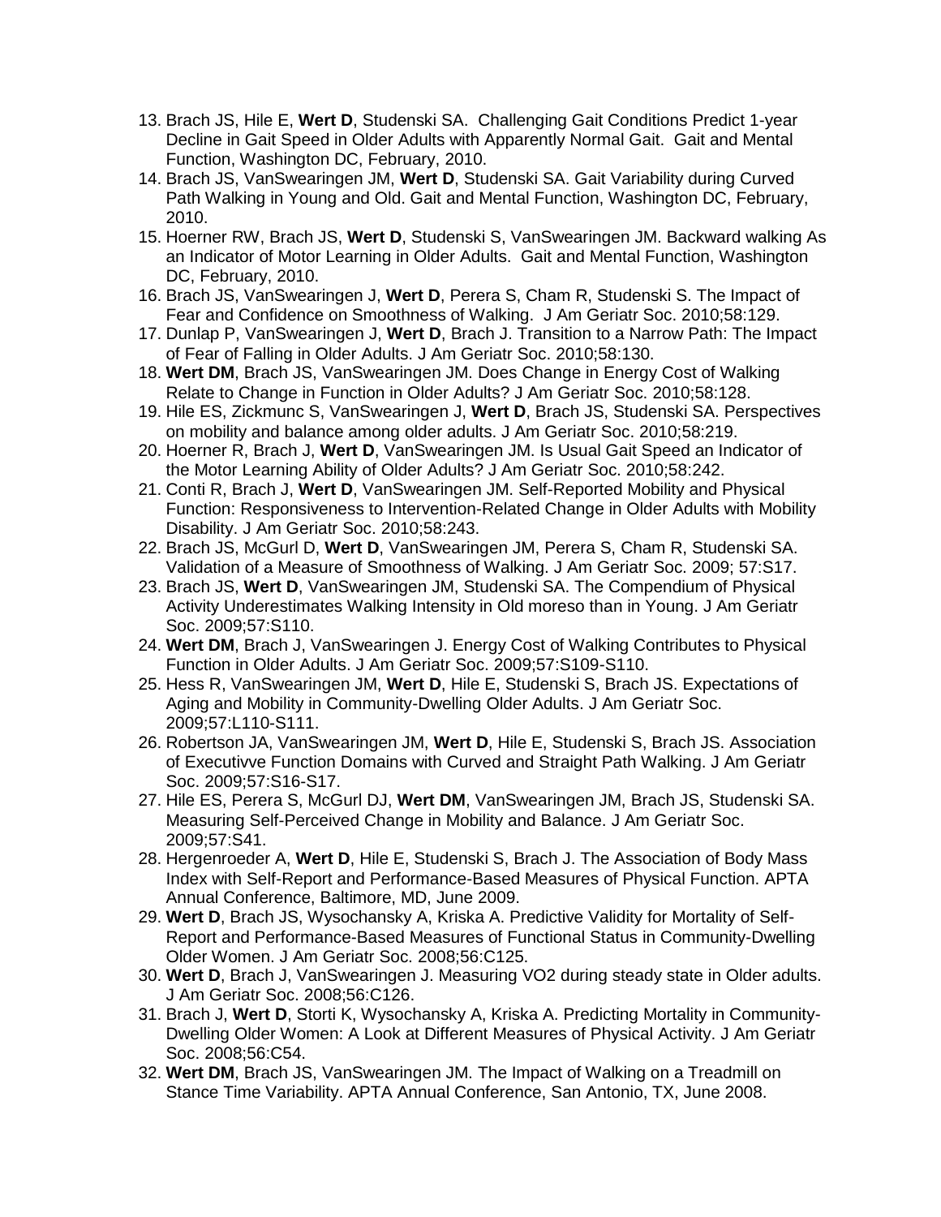13. Brach JS, Hile E, **Wert D**, Studenski SA. Challenging Gait Conditions Predict 1-year Decline in Gait Speed in Older Adults with Apparently Normal Gait. Gait and Mental Function, Washington DC, February, 2010.
14. Brach JS, VanSwearingen JM, **Wert D**, Studenski SA. Gait Variability during Curved Path Walking in Young and Old. Gait and Mental Function, Washington DC, February, 2010.
15. Hoerner RW, Brach JS, **Wert D**, Studenski S, VanSwearingen JM. Backward walking As an Indicator of Motor Learning in Older Adults. Gait and Mental Function, Washington DC, February, 2010.
16. Brach JS, VanSwearingen J, **Wert D**, Perera S, Cham R, Studenski S. The Impact of Fear and Confidence on Smoothness of Walking. J Am Geriatr Soc. 2010;58:129.
17. Dunlap P, VanSwearingen J, **Wert D**, Brach J. Transition to a Narrow Path: The Impact of Fear of Falling in Older Adults. J Am Geriatr Soc. 2010;58:130.
18. **Wert DM**, Brach JS, VanSwearingen JM. Does Change in Energy Cost of Walking Relate to Change in Function in Older Adults? J Am Geriatr Soc. 2010;58:128.
19. Hile ES, Zickmunc S, VanSwearingen J, **Wert D**, Brach JS, Studenski SA. Perspectives on mobility and balance among older adults. J Am Geriatr Soc. 2010;58:219.
20. Hoerner R, Brach J, **Wert D**, VanSwearingen JM. Is Usual Gait Speed an Indicator of the Motor Learning Ability of Older Adults? J Am Geriatr Soc. 2010;58:242.
21. Conti R, Brach J, **Wert D**, VanSwearingen JM. Self-Reported Mobility and Physical Function: Responsiveness to Intervention-Related Change in Older Adults with Mobility Disability. J Am Geriatr Soc. 2010;58:243.
22. Brach JS, McGurl D, **Wert D**, VanSwearingen JM, Perera S, Cham R, Studenski SA. Validation of a Measure of Smoothness of Walking. J Am Geriatr Soc. 2009; 57:S17.
23. Brach JS, **Wert D**, VanSwearingen JM, Studenski SA. The Compendium of Physical Activity Underestimates Walking Intensity in Old moreso than in Young. J Am Geriatr Soc. 2009;57:S110.
24. **Wert DM**, Brach J, VanSwearingen J. Energy Cost of Walking Contributes to Physical Function in Older Adults. J Am Geriatr Soc. 2009;57:S109-S110.
25. Hess R, VanSwearingen JM, **Wert D**, Hile E, Studenski S, Brach JS. Expectations of Aging and Mobility in Community-Dwelling Older Adults. J Am Geriatr Soc. 2009;57:L110-S111.
26. Robertson JA, VanSwearingen JM, **Wert D**, Hile E, Studenski S, Brach JS. Association of Executivve Function Domains with Curved and Straight Path Walking. J Am Geriatr Soc. 2009;57:S16-S17.
27. Hile ES, Perera S, McGurl DJ, **Wert DM**, VanSwearingen JM, Brach JS, Studenski SA. Measuring Self-Perceived Change in Mobility and Balance. J Am Geriatr Soc. 2009;57:S41.
28. Hergenroeder A, **Wert D**, Hile E, Studenski S, Brach J. The Association of Body Mass Index with Self-Report and Performance-Based Measures of Physical Function. APTA Annual Conference, Baltimore, MD, June 2009.
29. **Wert D**, Brach JS, Wysochansky A, Kriska A. Predictive Validity for Mortality of Self-Report and Performance-Based Measures of Functional Status in Community-Dwelling Older Women. J Am Geriatr Soc. 2008;56:C125.
30. **Wert D**, Brach J, VanSwearingen J. Measuring VO2 during steady state in Older adults. J Am Geriatr Soc. 2008;56:C126.
31. Brach J, **Wert D**, Storti K, Wysochansky A, Kriska A. Predicting Mortality in Community-Dwelling Older Women: A Look at Different Measures of Physical Activity. J Am Geriatr Soc. 2008;56:C54.
32. **Wert DM**, Brach JS, VanSwearingen JM. The Impact of Walking on a Treadmill on Stance Time Variability. APTA Annual Conference, San Antonio, TX, June 2008.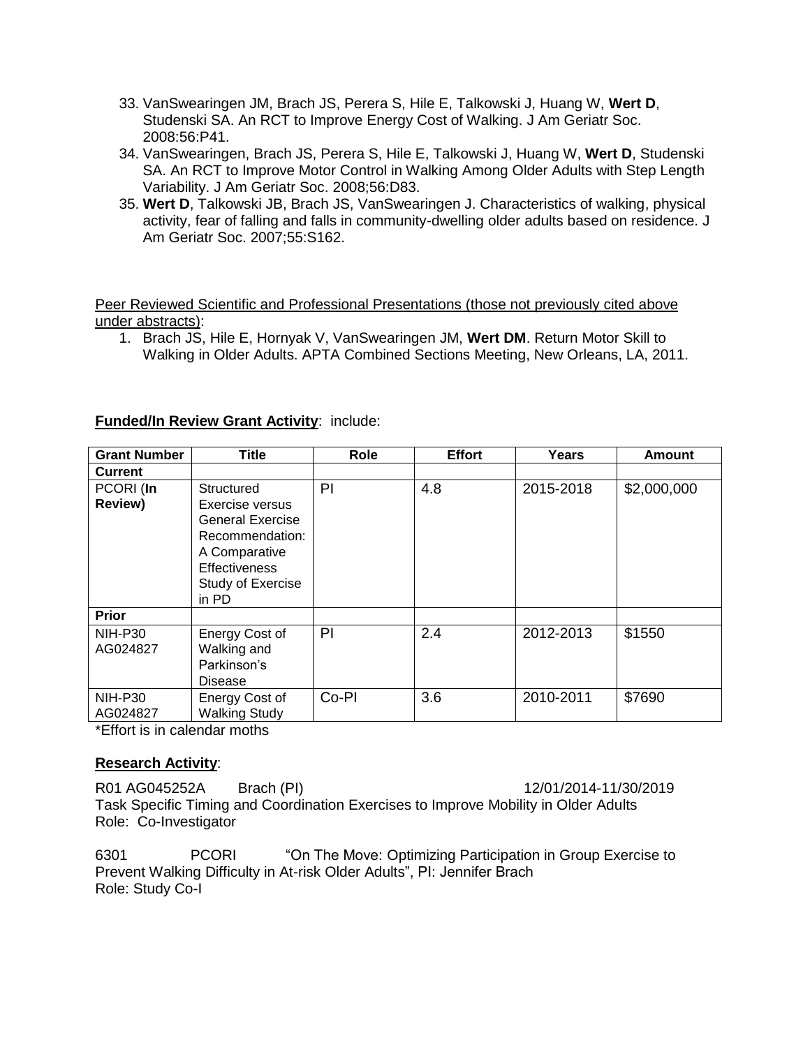33. VanSwearingen JM, Brach JS, Perera S, Hile E, Talkowski J, Huang W, **Wert D**, Studenski SA. An RCT to Improve Energy Cost of Walking. J Am Geriatr Soc. 2008:56:P41.
34. VanSwearingen, Brach JS, Perera S, Hile E, Talkowski J, Huang W, **Wert D**, Studenski SA. An RCT to Improve Motor Control in Walking Among Older Adults with Step Length Variability. J Am Geriatr Soc. 2008;56:D83.
35. **Wert D**, Talkowski JB, Brach JS, VanSwearingen J. Characteristics of walking, physical activity, fear of falling and falls in community-dwelling older adults based on residence. J Am Geriatr Soc. 2007;55:S162.

Peer Reviewed Scientific and Professional Presentations (those not previously cited above under abstracts):

1. Brach JS, Hile E, Hornyak V, VanSwearingen JM, **Wert DM**. Return Motor Skill to Walking in Older Adults. APTA Combined Sections Meeting, New Orleans, LA, 2011.

**Funded/In Review Grant Activity**: include:

| Grant Number | Title | Role | Effort | Years | Amount |
|---|---|---|---|---|---|
| **Current** | | | | | |
| PCORI (**In Review)** | Structured Exercise versus General Exercise Recommendation: A Comparative Effectiveness Study of Exercise in PD | PI | 4.8 | 2015-2018 | $2,000,000 |
| **Prior** | | | | | |
| NIH-P30 AG024827 | Energy Cost of Walking and Parkinson's Disease | PI | 2.4 | 2012-2013 | $1550 |
| NIH-P30 AG024827 | Energy Cost of Walking Study | Co-PI | 3.6 | 2010-2011 | $7690 |

*Effort is in calendar moths

**Research Activity**:

R01 AG045252A Brach (PI) 12/01/2014-11/30/2019
Task Specific Timing and Coordination Exercises to Improve Mobility in Older Adults
Role: Co-Investigator

6301 PCORI "On The Move: Optimizing Participation in Group Exercise to Prevent Walking Difficulty in At-risk Older Adults", PI: Jennifer Brach
Role: Study Co-I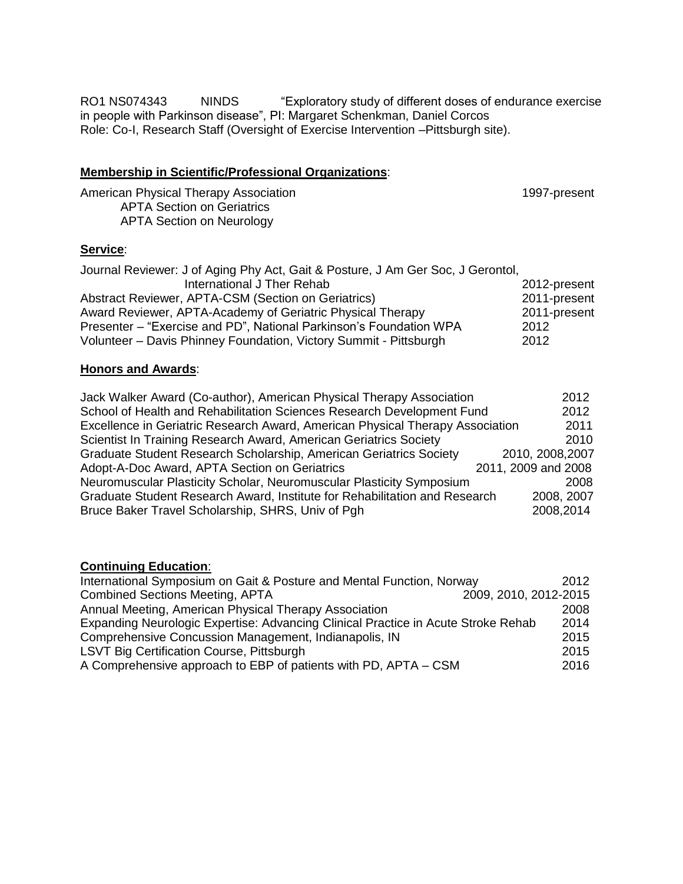RO1 NS074343 NINDS "Exploratory study of different doses of endurance exercise in people with Parkinson disease", PI: Margaret Schenkman, Daniel Corcos
Role: Co-I, Research Staff (Oversight of Exercise Intervention –Pittsburgh site).

**Membership in Scientific/Professional Organizations**:

American Physical Therapy Association 1997-present
- APTA Section on Geriatrics
- APTA Section on Neurology

**Service**:

| | |
|---|---|
| Journal Reviewer: J of Aging Phy Act, Gait & Posture, J Am Ger Soc, J Gerontol, International J Ther Rehab | 2012-present |
| Abstract Reviewer, APTA-CSM (Section on Geriatrics) | 2011-present |
| Award Reviewer, APTA-Academy of Geriatric Physical Therapy | 2011-present |
| Presenter – "Exercise and PD", National Parkinson's Foundation WPA | 2012 |
| Volunteer – Davis Phinney Foundation, Victory Summit - Pittsburgh | 2012 |

**Honors and Awards**:

| | |
|---|---|
| Jack Walker Award (Co-author), American Physical Therapy Association | 2012 |
| School of Health and Rehabilitation Sciences Research Development Fund | 2012 |
| Excellence in Geriatric Research Award, American Physical Therapy Association | 2011 |
| Scientist In Training Research Award, American Geriatrics Society | 2010 |
| Graduate Student Research Scholarship, American Geriatrics Society | 2010, 2008,2007 |
| Adopt-A-Doc Award, APTA Section on Geriatrics | 2011, 2009 and 2008 |
| Neuromuscular Plasticity Scholar, Neuromuscular Plasticity Symposium | 2008 |
| Graduate Student Research Award, Institute for Rehabilitation and Research | 2008, 2007 |
| Bruce Baker Travel Scholarship, SHRS, Univ of Pgh | 2008,2014 |

**Continuing Education**:

| | |
|---|---|
| International Symposium on Gait & Posture and Mental Function, Norway | 2012 |
| Combined Sections Meeting, APTA | 2009, 2010, 2012-2015 |
| Annual Meeting, American Physical Therapy Association | 2008 |
| Expanding Neurologic Expertise: Advancing Clinical Practice in Acute Stroke Rehab | 2014 |
| Comprehensive Concussion Management, Indianapolis, IN | 2015 |
| LSVT Big Certification Course, Pittsburgh | 2015 |
| A Comprehensive approach to EBP of patients with PD, APTA – CSM | 2016 |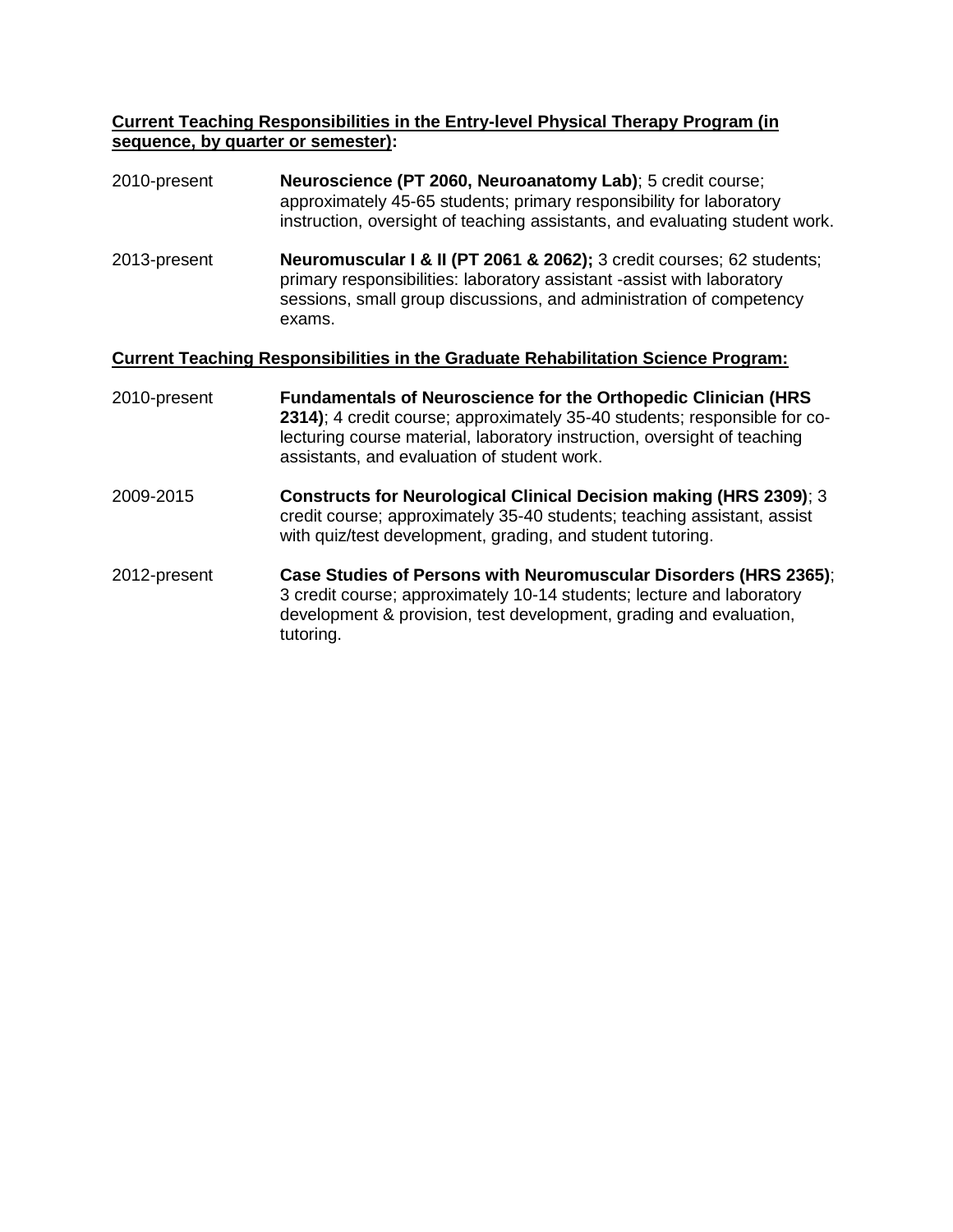**Current Teaching Responsibilities in the Entry-level Physical Therapy Program (in sequence, by quarter or semester):**

2010-present **Neuroscience (PT 2060, Neuroanatomy Lab)**; 5 credit course; approximately 45-65 students; primary responsibility for laboratory instruction, oversight of teaching assistants, and evaluating student work.

2013-present **Neuromuscular I & II (PT 2061 & 2062);** 3 credit courses; 62 students; primary responsibilities: laboratory assistant -assist with laboratory sessions, small group discussions, and administration of competency exams.

**Current Teaching Responsibilities in the Graduate Rehabilitation Science Program:**

2010-present **Fundamentals of Neuroscience for the Orthopedic Clinician (HRS 2314)**; 4 credit course; approximately 35-40 students; responsible for co-lecturing course material, laboratory instruction, oversight of teaching assistants, and evaluation of student work.

2009-2015 **Constructs for Neurological Clinical Decision making (HRS 2309)**; 3 credit course; approximately 35-40 students; teaching assistant, assist with quiz/test development, grading, and student tutoring.

2012-present **Case Studies of Persons with Neuromuscular Disorders (HRS 2365)**; 3 credit course; approximately 10-14 students; lecture and laboratory development & provision, test development, grading and evaluation, tutoring.